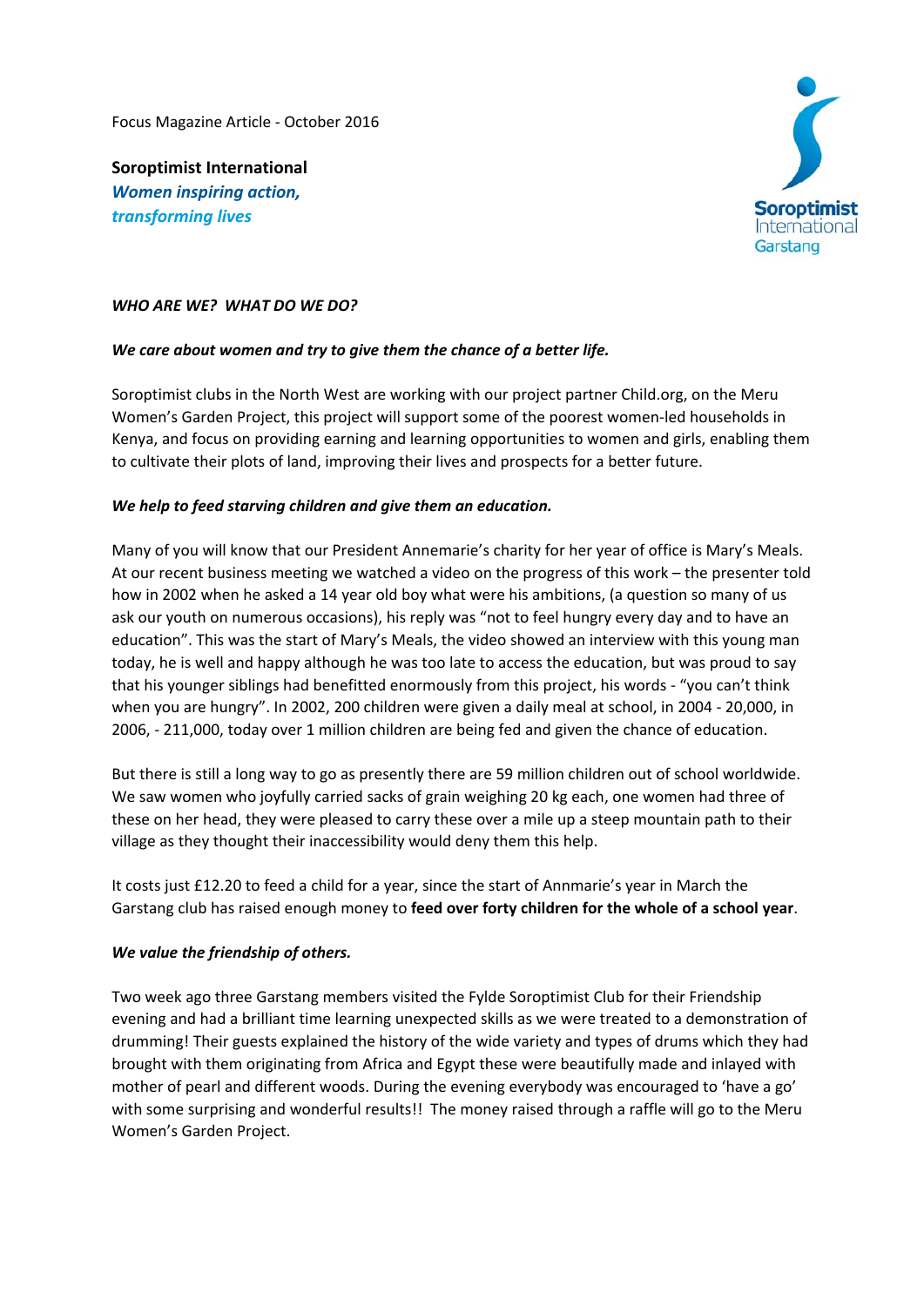Focus Magazine Article - October 2016

**Soroptimist International**
***Women inspiring action,***
***transforming lives***

Soroptimist International Garstang

***WHO ARE WE? WHAT DO WE DO?***

***We care about women and try to give them the chance of a better life.***

Soroptimist clubs in the North West are working with our project partner Child.org, on the Meru Women's Garden Project, this project will support some of the poorest women-led households in Kenya, and focus on providing earning and learning opportunities to women and girls, enabling them to cultivate their plots of land, improving their lives and prospects for a better future.

***We help to feed starving children and give them an education.***

Many of you will know that our President Annemarie's charity for her year of office is Mary's Meals. At our recent business meeting we watched a video on the progress of this work – the presenter told how in 2002 when he asked a 14 year old boy what were his ambitions, (a question so many of us ask our youth on numerous occasions), his reply was "not to feel hungry every day and to have an education". This was the start of Mary's Meals, the video showed an interview with this young man today, he is well and happy although he was too late to access the education, but was proud to say that his younger siblings had benefitted enormously from this project, his words - "you can't think when you are hungry". In 2002, 200 children were given a daily meal at school, in 2004 - 20,000, in 2006, - 211,000, today over 1 million children are being fed and given the chance of education.

But there is still a long way to go as presently there are 59 million children out of school worldwide. We saw women who joyfully carried sacks of grain weighing 20 kg each, one women had three of these on her head, they were pleased to carry these over a mile up a steep mountain path to their village as they thought their inaccessibility would deny them this help.

It costs just £12.20 to feed a child for a year, since the start of Annmarie's year in March the Garstang club has raised enough money to **feed over forty children for the whole of a school year**.

***We value the friendship of others.***

Two week ago three Garstang members visited the Fylde Soroptimist Club for their Friendship evening and had a brilliant time learning unexpected skills as we were treated to a demonstration of drumming! Their guests explained the history of the wide variety and types of drums which they had brought with them originating from Africa and Egypt these were beautifully made and inlayed with mother of pearl and different woods. During the evening everybody was encouraged to 'have a go' with some surprising and wonderful results!! The money raised through a raffle will go to the Meru Women's Garden Project.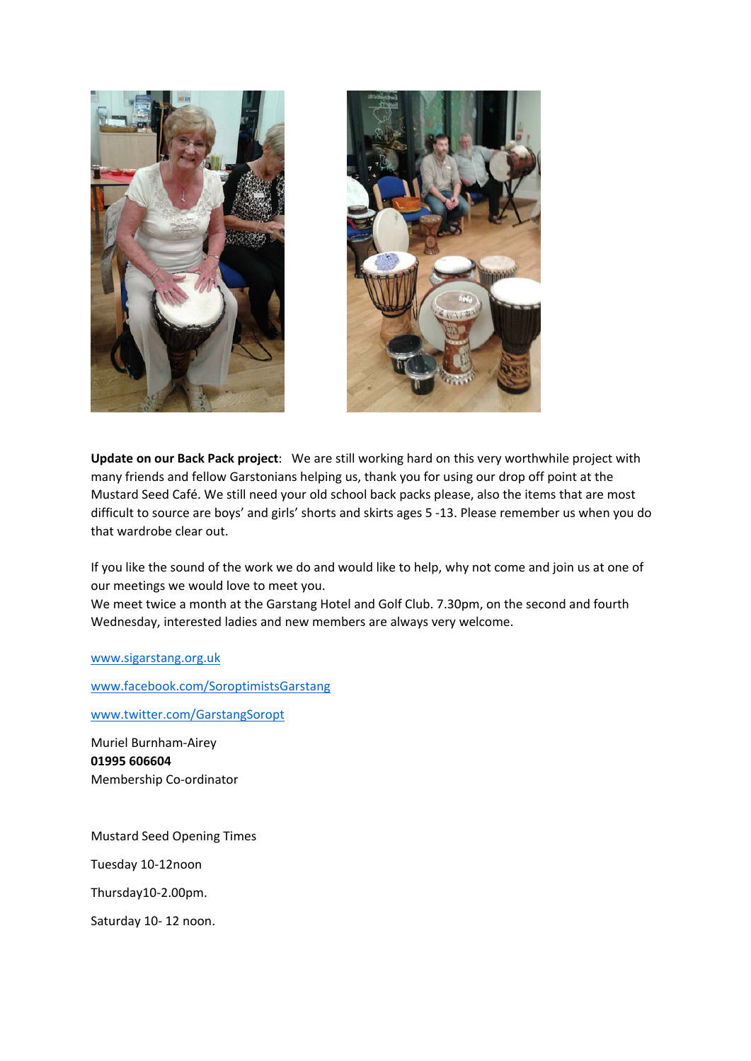**Update on our Back Pack project**: We are still working hard on this very worthwhile project with many friends and fellow Garstonians helping us, thank you for using our drop off point at the Mustard Seed Café. We still need your old school back packs please, also the items that are most difficult to source are boys' and girls' shorts and skirts ages 5 -13. Please remember us when you do that wardrobe clear out.

If you like the sound of the work we do and would like to help, why not come and join us at one of our meetings we would love to meet you.
We meet twice a month at the Garstang Hotel and Golf Club. 7.30pm, on the second and fourth Wednesday, interested ladies and new members are always very welcome.

www.sigarstang.org.uk

www.facebook.com/SoroptimistsGarstang

www.twitter.com/GarstangSoropt

Muriel Burnham-Airey
**01995 606604**
Membership Co-ordinator

Mustard Seed Opening Times

Tuesday 10-12noon

Thursday10-2.00pm.

Saturday 10- 12 noon.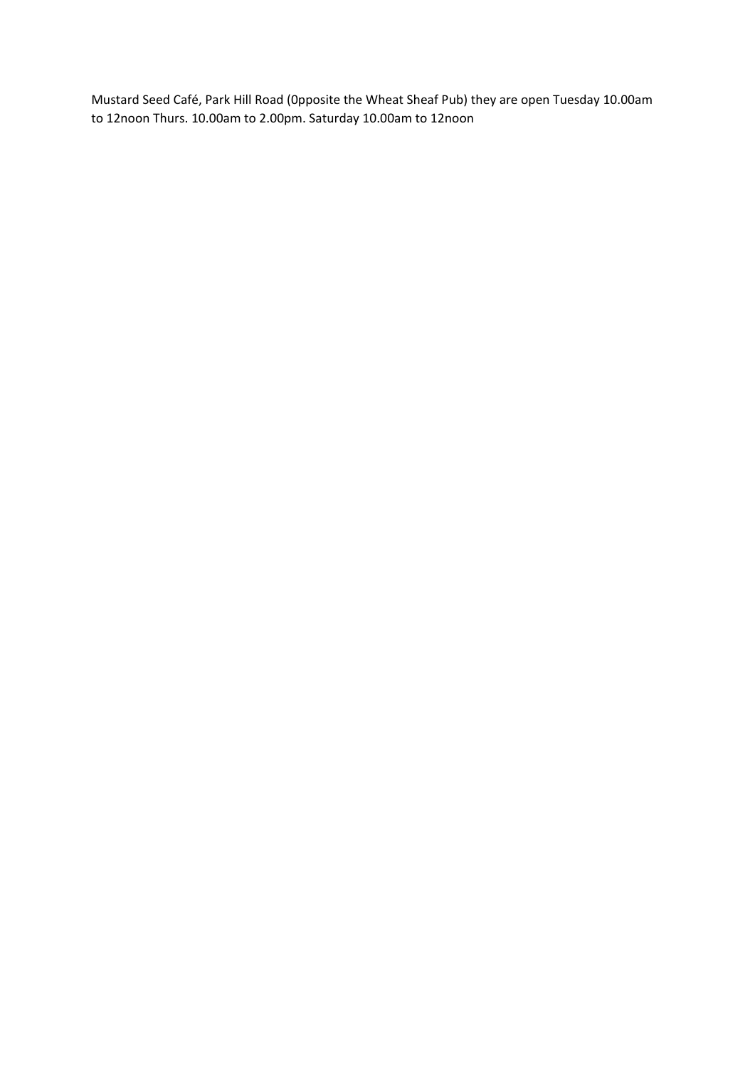Mustard Seed Café, Park Hill Road (0pposite the Wheat Sheaf Pub) they are open Tuesday 10.00am to 12noon Thurs. 10.00am to 2.00pm. Saturday 10.00am to 12noon